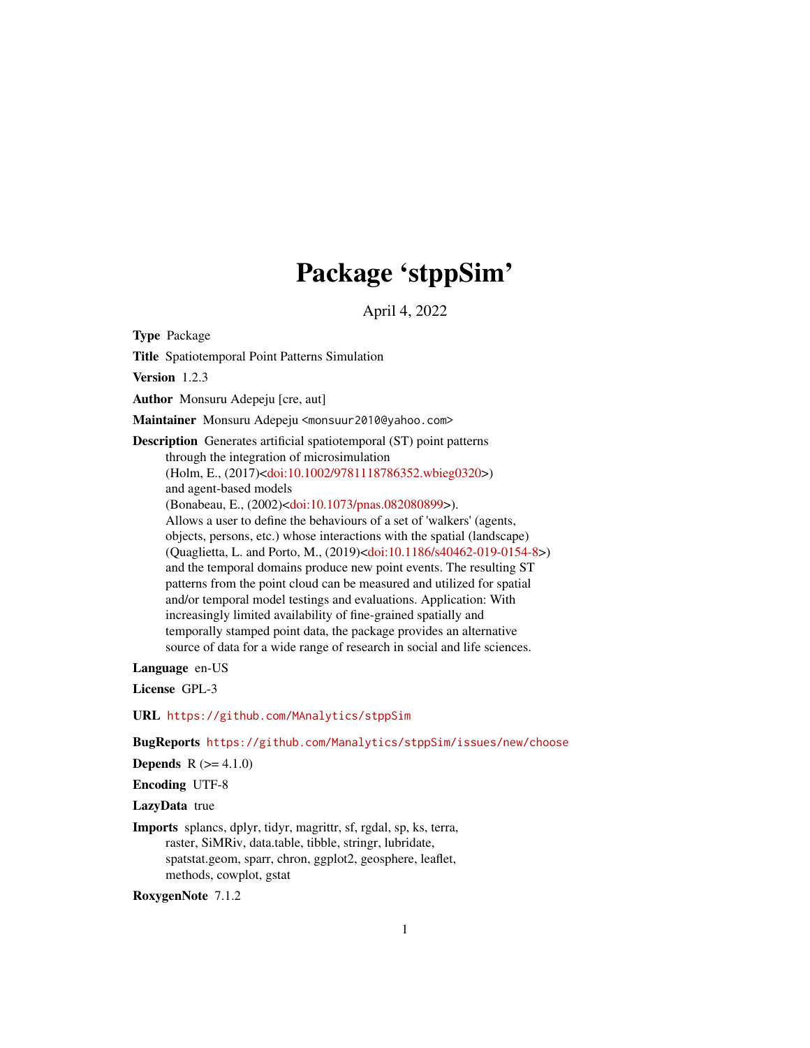# Package 'stppSim'

April 4, 2022

**Type** Package

**Title** Spatiotemporal Point Patterns Simulation

**Version** 1.2.3

**Author** Monsuru Adepeju [cre, aut]

**Maintainer** Monsuru Adepeju <monsuur2010@yahoo.com>

**Description** Generates artificial spatiotemporal (ST) point patterns through the integration of microsimulation (Holm, E., (2017)<doi:10.1002/9781118786352.wbieg0320>) and agent-based models (Bonabeau, E., (2002)<doi:10.1073/pnas.082080899>). Allows a user to define the behaviours of a set of 'walkers' (agents, objects, persons, etc.) whose interactions with the spatial (landscape) (Quaglietta, L. and Porto, M., (2019)<doi:10.1186/s40462-019-0154-8>) and the temporal domains produce new point events. The resulting ST patterns from the point cloud can be measured and utilized for spatial and/or temporal model testings and evaluations. Application: With increasingly limited availability of fine-grained spatially and temporally stamped point data, the package provides an alternative source of data for a wide range of research in social and life sciences.

**Language** en-US

**License** GPL-3

**URL** https://github.com/MAnalytics/stppSim

**BugReports** https://github.com/Manalytics/stppSim/issues/new/choose

**Depends** R (>= 4.1.0)

**Encoding** UTF-8

**LazyData** true

**Imports** splancs, dplyr, tidyr, magrittr, sf, rgdal, sp, ks, terra, raster, SiMRiv, data.table, tibble, stringr, lubridate, spatstat.geom, sparr, chron, ggplot2, geosphere, leaflet, methods, cowplot, gstat

**RoxygenNote** 7.1.2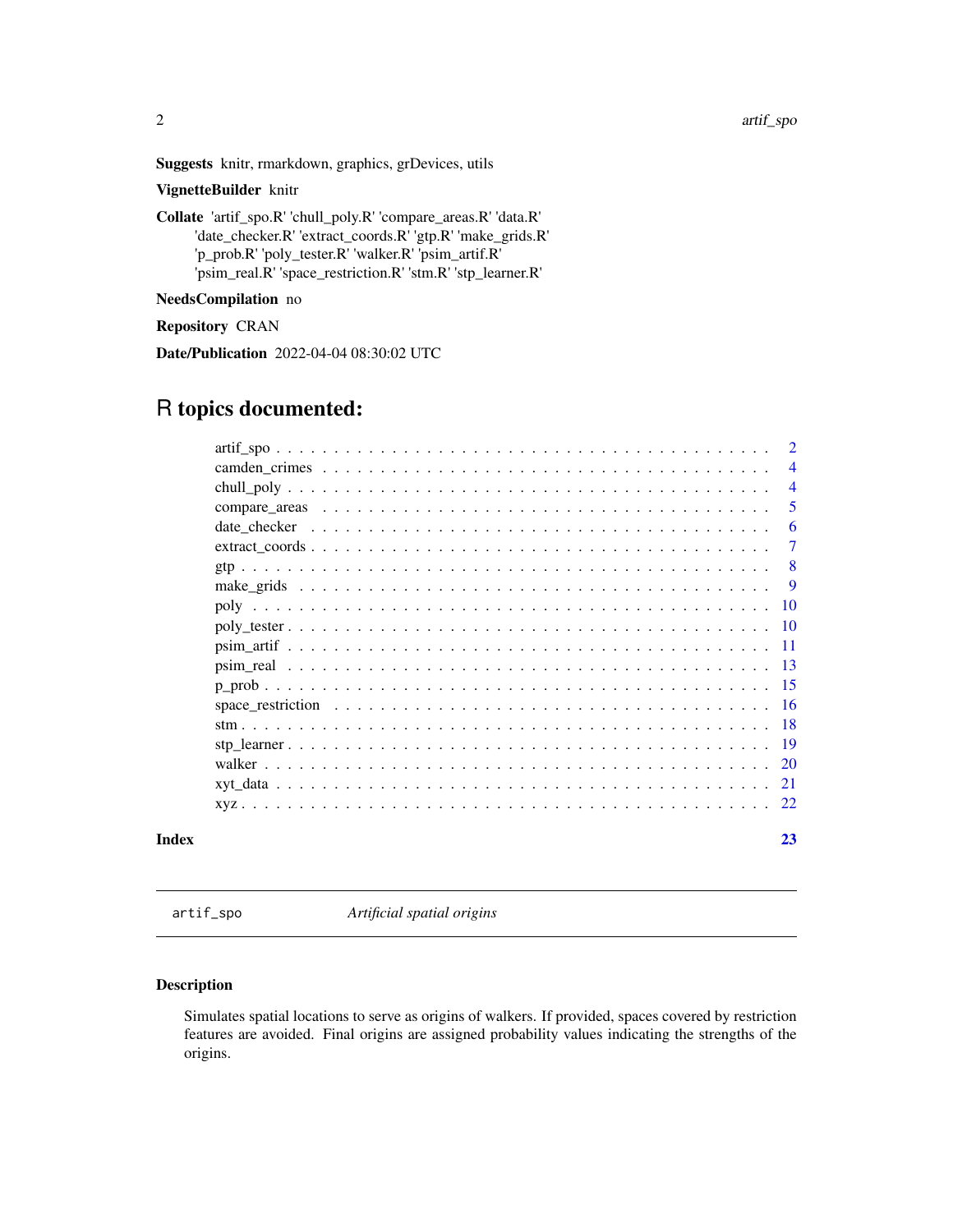**Suggests** knitr, rmarkdown, graphics, grDevices, utils

**VignetteBuilder** knitr

**Collate** 'artif_spo.R' 'chull_poly.R' 'compare_areas.R' 'data.R' 'date_checker.R' 'extract_coords.R' 'gtp.R' 'make_grids.R' 'p_prob.R' 'poly_tester.R' 'walker.R' 'psim_artif.R' 'psim_real.R' 'space_restriction.R' 'stm.R' 'stp_learner.R'

**NeedsCompilation** no

**Repository** CRAN

**Date/Publication** 2022-04-04 08:30:02 UTC

# R topics documented:

| | |
|---|---|
| artif_spo | 2 |
| camden_crimes | 4 |
| chull_poly | 4 |
| compare_areas | 5 |
| date_checker | 6 |
| extract_coords | 7 |
| gtp | 8 |
| make_grids | 9 |
| poly | 10 |
| poly_tester | 10 |
| psim_artif | 11 |
| psim_real | 13 |
| p_prob | 15 |
| space_restriction | 16 |
| stm | 18 |
| stp_learner | 19 |
| walker | 20 |
| xyt_data | 21 |
| xyz | 22 |
| **Index** | **23** |

---

`artif_spo` *Artificial spatial origins*

---

### Description

Simulates spatial locations to serve as origins of walkers. If provided, spaces covered by restriction features are avoided. Final origins are assigned probability values indicating the strengths of the origins.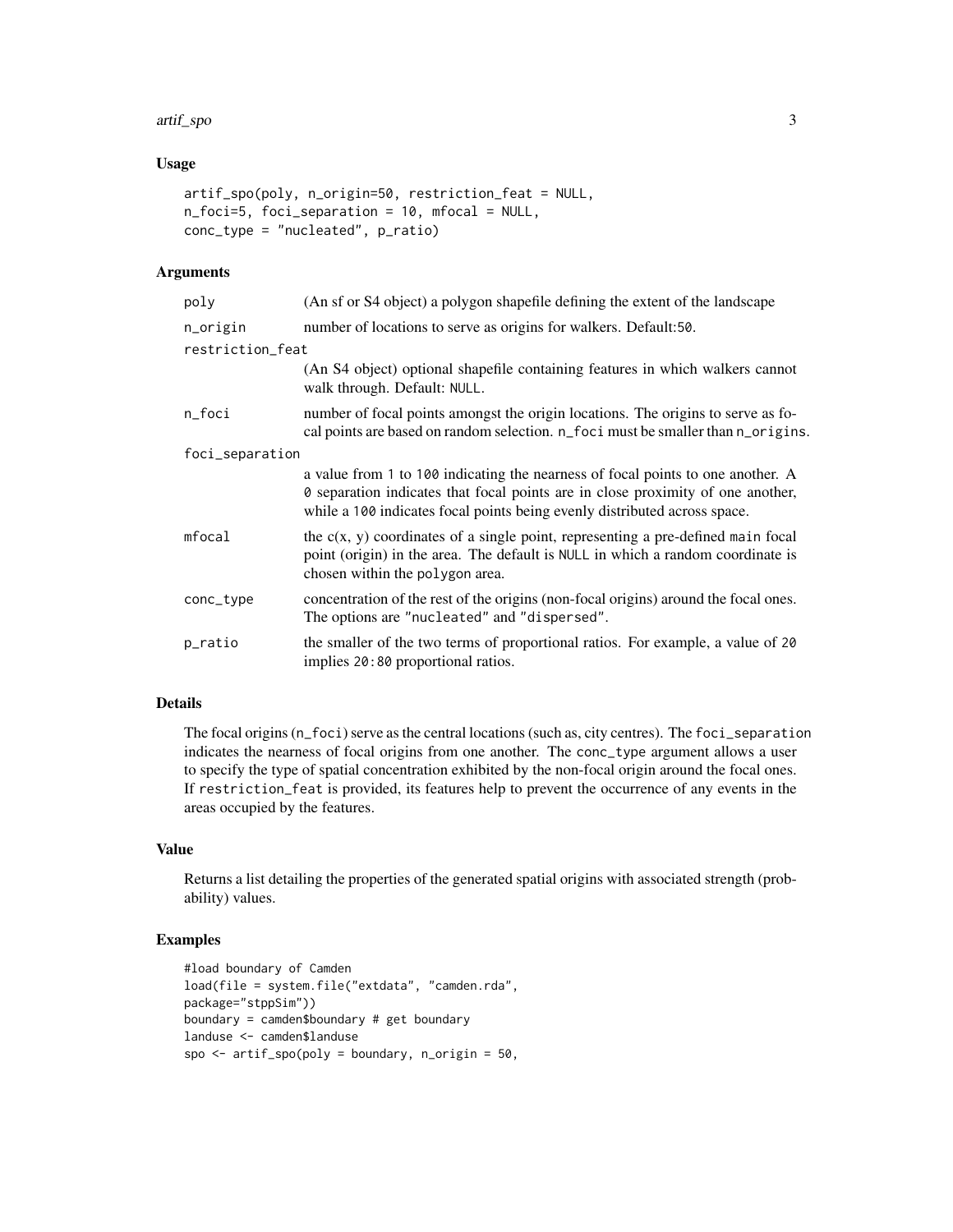### Usage

```
artif_spo(poly, n_origin=50, restriction_feat = NULL,
n_foci=5, foci_separation = 10, mfocal = NULL,
conc_type = "nucleated", p_ratio)
```

### Arguments

| Argument | Description |
|---|---|
| poly | (An sf or S4 object) a polygon shapefile defining the extent of the landscape |
| n_origin | number of locations to serve as origins for walkers. Default:50. |
| restriction_feat | (An S4 object) optional shapefile containing features in which walkers cannot walk through. Default: NULL. |
| n_foci | number of focal points amongst the origin locations. The origins to serve as focal points are based on random selection. n_foci must be smaller than n_origins. |
| foci_separation | a value from 1 to 100 indicating the nearness of focal points to one another. A 0 separation indicates that focal points are in close proximity of one another, while a 100 indicates focal points being evenly distributed across space. |
| mfocal | the c(x, y) coordinates of a single point, representing a pre-defined main focal point (origin) in the area. The default is NULL in which a random coordinate is chosen within the polygon area. |
| conc_type | concentration of the rest of the origins (non-focal origins) around the focal ones. The options are "nucleated" and "dispersed". |
| p_ratio | the smaller of the two terms of proportional ratios. For example, a value of 20 implies 20:80 proportional ratios. |

### Details

The focal origins (n_foci) serve as the central locations (such as, city centres). The foci_separation indicates the nearness of focal origins from one another. The conc_type argument allows a user to specify the type of spatial concentration exhibited by the non-focal origin around the focal ones. If restriction_feat is provided, its features help to prevent the occurrence of any events in the areas occupied by the features.

### Value

Returns a list detailing the properties of the generated spatial origins with associated strength (probability) values.

### Examples

```
#load boundary of Camden
load(file = system.file("extdata", "camden.rda",
package="stppSim"))
boundary = camden$boundary # get boundary
landuse <- camden$landuse
spo <- artif_spo(poly = boundary, n_origin = 50,
```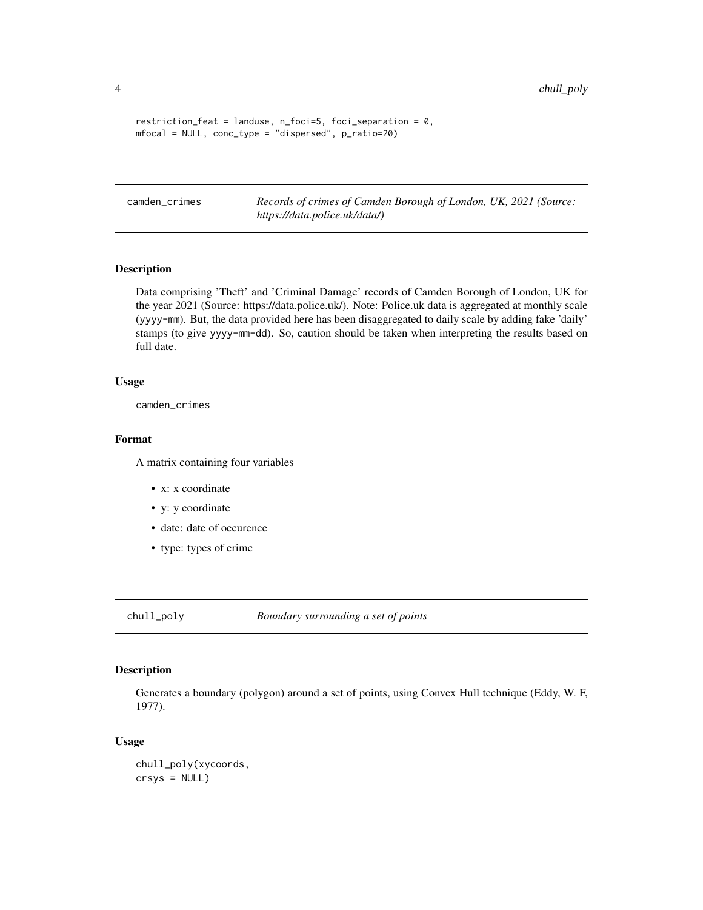```
restriction_feat = landuse, n_foci=5, foci_separation = 0,
mfocal = NULL, conc_type = "dispersed", p_ratio=20)
```

## camden_crimes — *Records of crimes of Camden Borough of London, UK, 2021 (Source: https://data.police.uk/data/)*

### Description

Data comprising 'Theft' and 'Criminal Damage' records of Camden Borough of London, UK for the year 2021 (Source: https://data.police.uk/). Note: Police.uk data is aggregated at monthly scale (`yyyy-mm`). But, the data provided here has been disaggregated to daily scale by adding fake 'daily' stamps (to give `yyyy-mm-dd`). So, caution should be taken when interpreting the results based on full date.

### Usage

```
camden_crimes
```

### Format

A matrix containing four variables

- x: x coordinate
- y: y coordinate
- date: date of occurence
- type: types of crime

## chull_poly — *Boundary surrounding a set of points*

### Description

Generates a boundary (polygon) around a set of points, using Convex Hull technique (Eddy, W. F, 1977).

### Usage

```
chull_poly(xycoords,
crsys = NULL)
```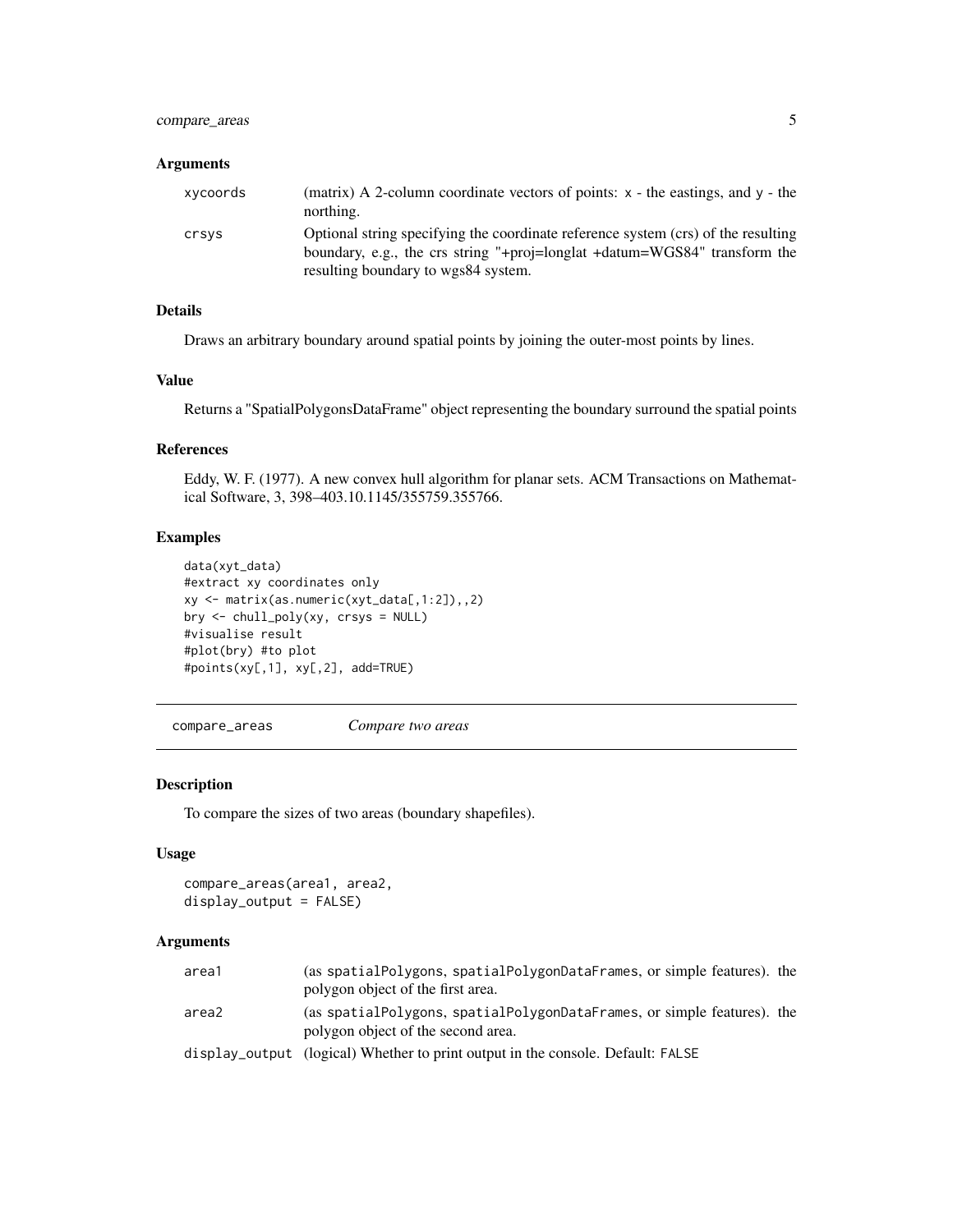### Arguments

| | |
|---|---|
| xycoords | (matrix) A 2-column coordinate vectors of points: x - the eastings, and y - the northing. |
| crsys | Optional string specifying the coordinate reference system (crs) of the resulting boundary, e.g., the crs string "+proj=longlat +datum=WGS84" transform the resulting boundary to wgs84 system. |

### Details

Draws an arbitrary boundary around spatial points by joining the outer-most points by lines.

### Value

Returns a "SpatialPolygonsDataFrame" object representing the boundary surround the spatial points

### References

Eddy, W. F. (1977). A new convex hull algorithm for planar sets. ACM Transactions on Mathematical Software, 3, 398–403.10.1145/355759.355766.

### Examples

```
data(xyt_data)
#extract xy coordinates only
xy <- matrix(as.numeric(xyt_data[,1:2]),,2)
bry <- chull_poly(xy, crsys = NULL)
#visualise result
#plot(bry) #to plot
#points(xy[,1], xy[,2], add=TRUE)
```

---

## compare_areas *Compare two areas*

### Description

To compare the sizes of two areas (boundary shapefiles).

### Usage

```
compare_areas(area1, area2,
display_output = FALSE)
```

### Arguments

| | |
|---|---|
| area1 | (as spatialPolygons, spatialPolygonDataFrames, or simple features). the polygon object of the first area. |
| area2 | (as spatialPolygons, spatialPolygonDataFrames, or simple features). the polygon object of the second area. |
| display_output | (logical) Whether to print output in the console. Default: FALSE |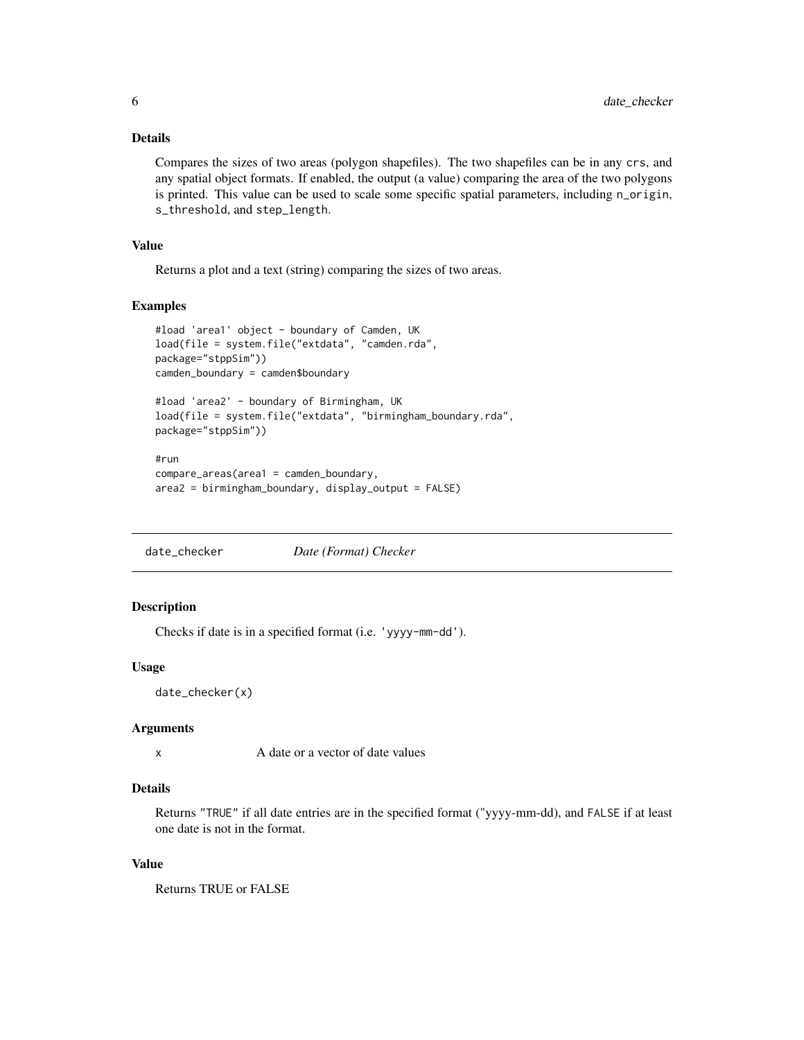### Details

Compares the sizes of two areas (polygon shapefiles). The two shapefiles can be in any crs, and any spatial object formats. If enabled, the output (a value) comparing the area of the two polygons is printed. This value can be used to scale some specific spatial parameters, including n_origin, s_threshold, and step_length.

### Value

Returns a plot and a text (string) comparing the sizes of two areas.

### Examples

```
#load 'area1' object - boundary of Camden, UK
load(file = system.file("extdata", "camden.rda",
package="stppSim"))
camden_boundary = camden$boundary

#load 'area2' - boundary of Birmingham, UK
load(file = system.file("extdata", "birmingham_boundary.rda",
package="stppSim"))

#run
compare_areas(area1 = camden_boundary,
area2 = birmingham_boundary, display_output = FALSE)
```

---

## date_checker    *Date (Format) Checker*

### Description

Checks if date is in a specified format (i.e. 'yyyy-mm-dd').

### Usage

```
date_checker(x)
```

### Arguments

| | |
|---|---|
| x | A date or a vector of date values |

### Details

Returns "TRUE" if all date entries are in the specified format ("yyyy-mm-dd), and FALSE if at least one date is not in the format.

### Value

Returns TRUE or FALSE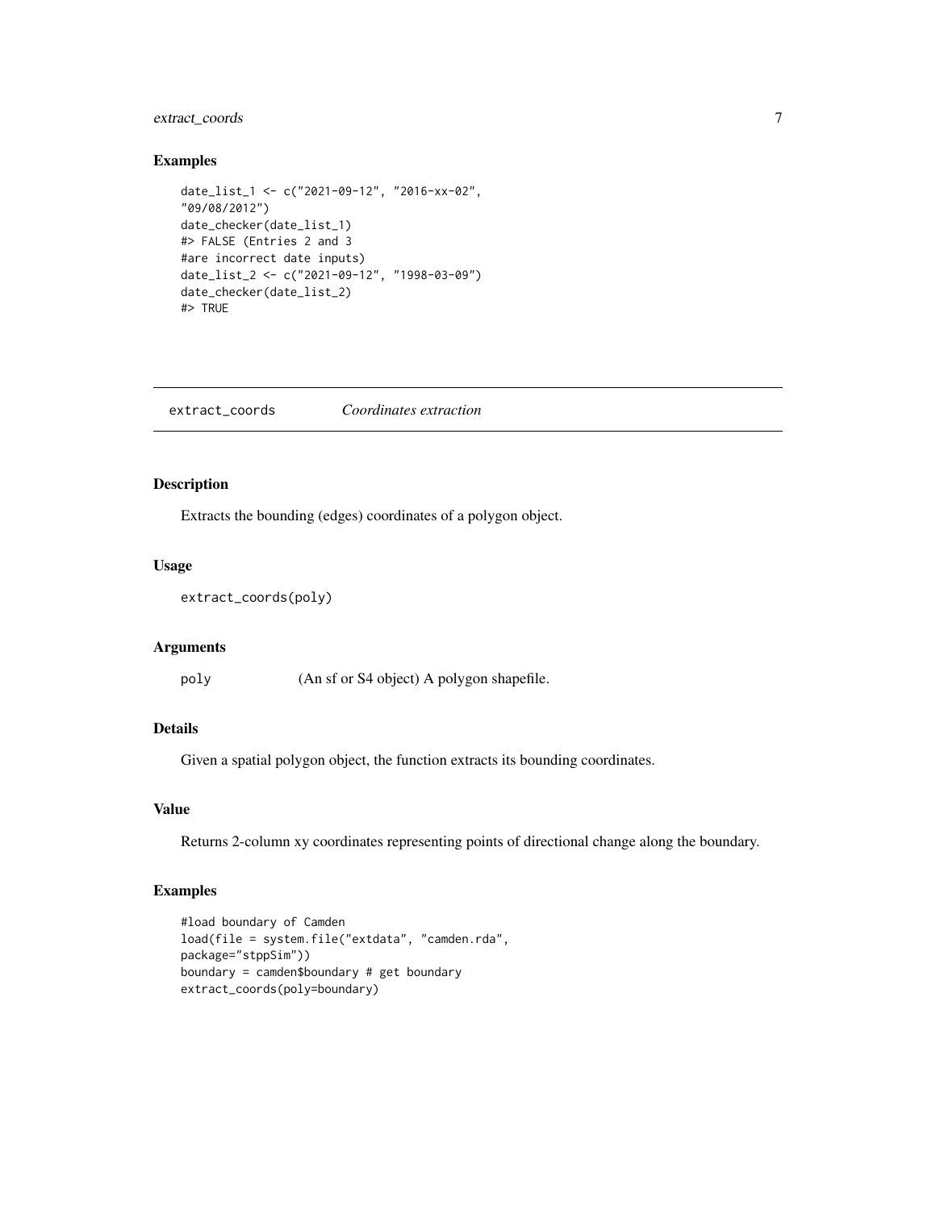## Examples

```
date_list_1 <- c("2021-09-12", "2016-xx-02",
"09/08/2012")
date_checker(date_list_1)
#> FALSE (Entries 2 and 3
#are incorrect date inputs)
date_list_2 <- c("2021-09-12", "1998-03-09")
date_checker(date_list_2)
#> TRUE
```

---

# extract_coords *Coordinates extraction*

## Description

Extracts the bounding (edges) coordinates of a polygon object.

## Usage

```
extract_coords(poly)
```

## Arguments

| | |
|---|---|
| poly | (An sf or S4 object) A polygon shapefile. |

## Details

Given a spatial polygon object, the function extracts its bounding coordinates.

## Value

Returns 2-column xy coordinates representing points of directional change along the boundary.

## Examples

```
#load boundary of Camden
load(file = system.file("extdata", "camden.rda",
package="stppSim"))
boundary = camden$boundary # get boundary
extract_coords(poly=boundary)
```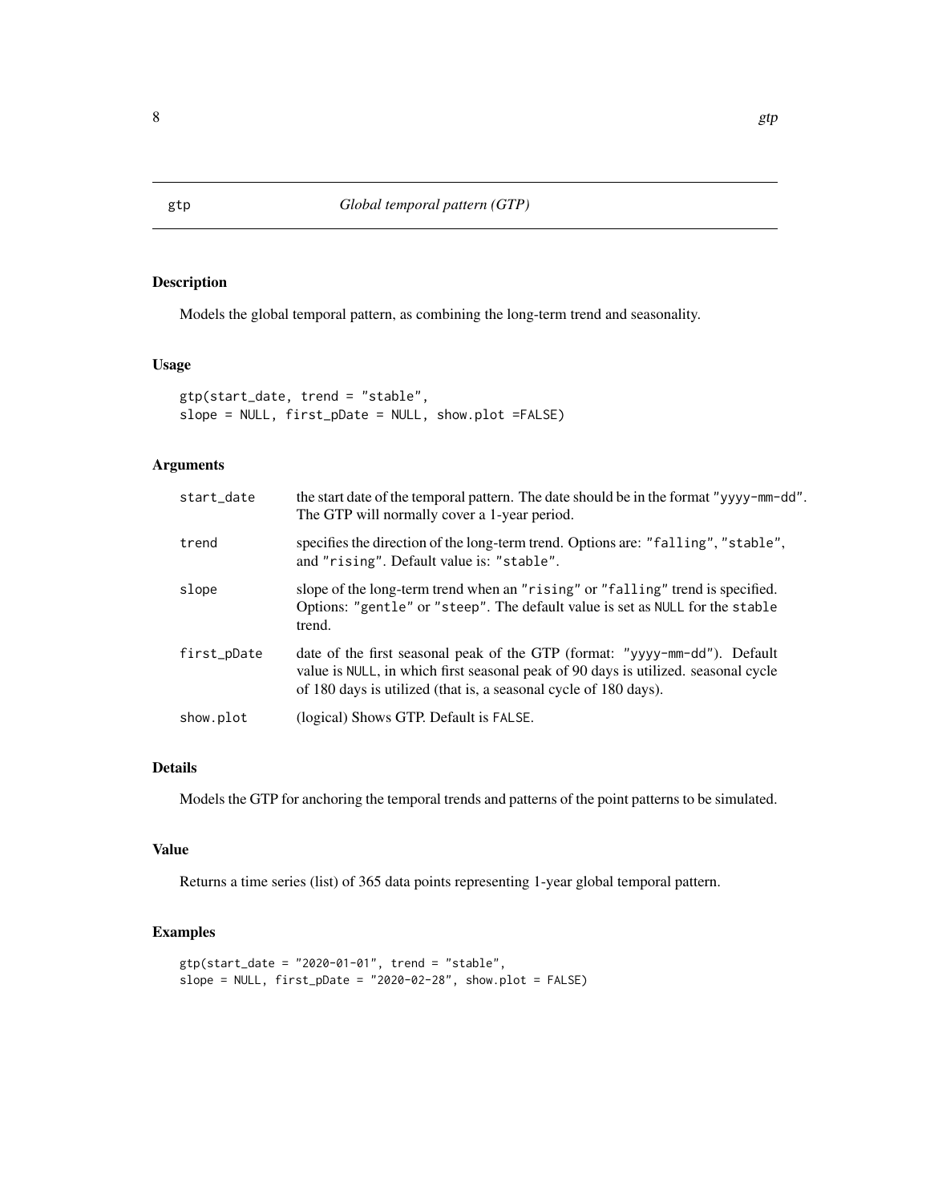## gtp — *Global temporal pattern (GTP)*

### Description

Models the global temporal pattern, as combining the long-term trend and seasonality.

### Usage

```
gtp(start_date, trend = "stable",
slope = NULL, first_pDate = NULL, show.plot =FALSE)
```

### Arguments

| | |
|---|---|
| `start_date` | the start date of the temporal pattern. The date should be in the format `"yyyy-mm-dd"`. The GTP will normally cover a 1-year period. |
| `trend` | specifies the direction of the long-term trend. Options are: `"falling"`, `"stable"`, and `"rising"`. Default value is: `"stable"`. |
| `slope` | slope of the long-term trend when an `"rising"` or `"falling"` trend is specified. Options: `"gentle"` or `"steep"`. The default value is set as `NULL` for the `stable` trend. |
| `first_pDate` | date of the first seasonal peak of the GTP (format: `"yyyy-mm-dd"`). Default value is `NULL`, in which first seasonal peak of 90 days is utilized. seasonal cycle of 180 days is utilized (that is, a seasonal cycle of 180 days). |
| `show.plot` | (logical) Shows GTP. Default is `FALSE`. |

### Details

Models the GTP for anchoring the temporal trends and patterns of the point patterns to be simulated.

### Value

Returns a time series (list) of 365 data points representing 1-year global temporal pattern.

### Examples

```
gtp(start_date = "2020-01-01", trend = "stable",
slope = NULL, first_pDate = "2020-02-28", show.plot = FALSE)
```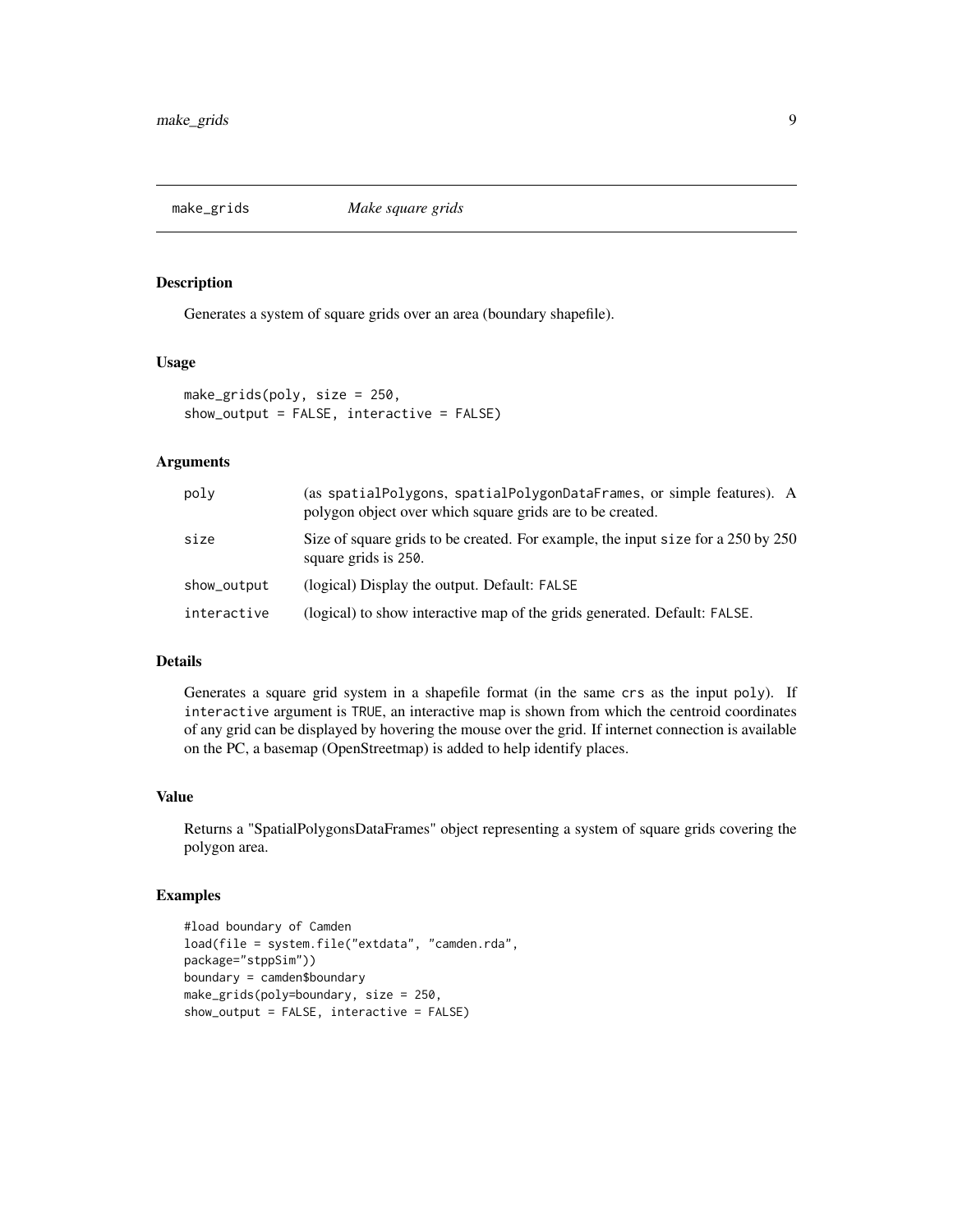## make_grids *Make square grids*

### Description

Generates a system of square grids over an area (boundary shapefile).

### Usage

```
make_grids(poly, size = 250,
show_output = FALSE, interactive = FALSE)
```

### Arguments

| | |
|---|---|
| poly | (as spatialPolygons, spatialPolygonDataFrames, or simple features). A polygon object over which square grids are to be created. |
| size | Size of square grids to be created. For example, the input size for a 250 by 250 square grids is 250. |
| show_output | (logical) Display the output. Default: FALSE |
| interactive | (logical) to show interactive map of the grids generated. Default: FALSE. |

### Details

Generates a square grid system in a shapefile format (in the same crs as the input poly). If interactive argument is TRUE, an interactive map is shown from which the centroid coordinates of any grid can be displayed by hovering the mouse over the grid. If internet connection is available on the PC, a basemap (OpenStreetmap) is added to help identify places.

### Value

Returns a "SpatialPolygonsDataFrames" object representing a system of square grids covering the polygon area.

### Examples

```
#load boundary of Camden
load(file = system.file("extdata", "camden.rda",
package="stppSim"))
boundary = camden$boundary
make_grids(poly=boundary, size = 250,
show_output = FALSE, interactive = FALSE)
```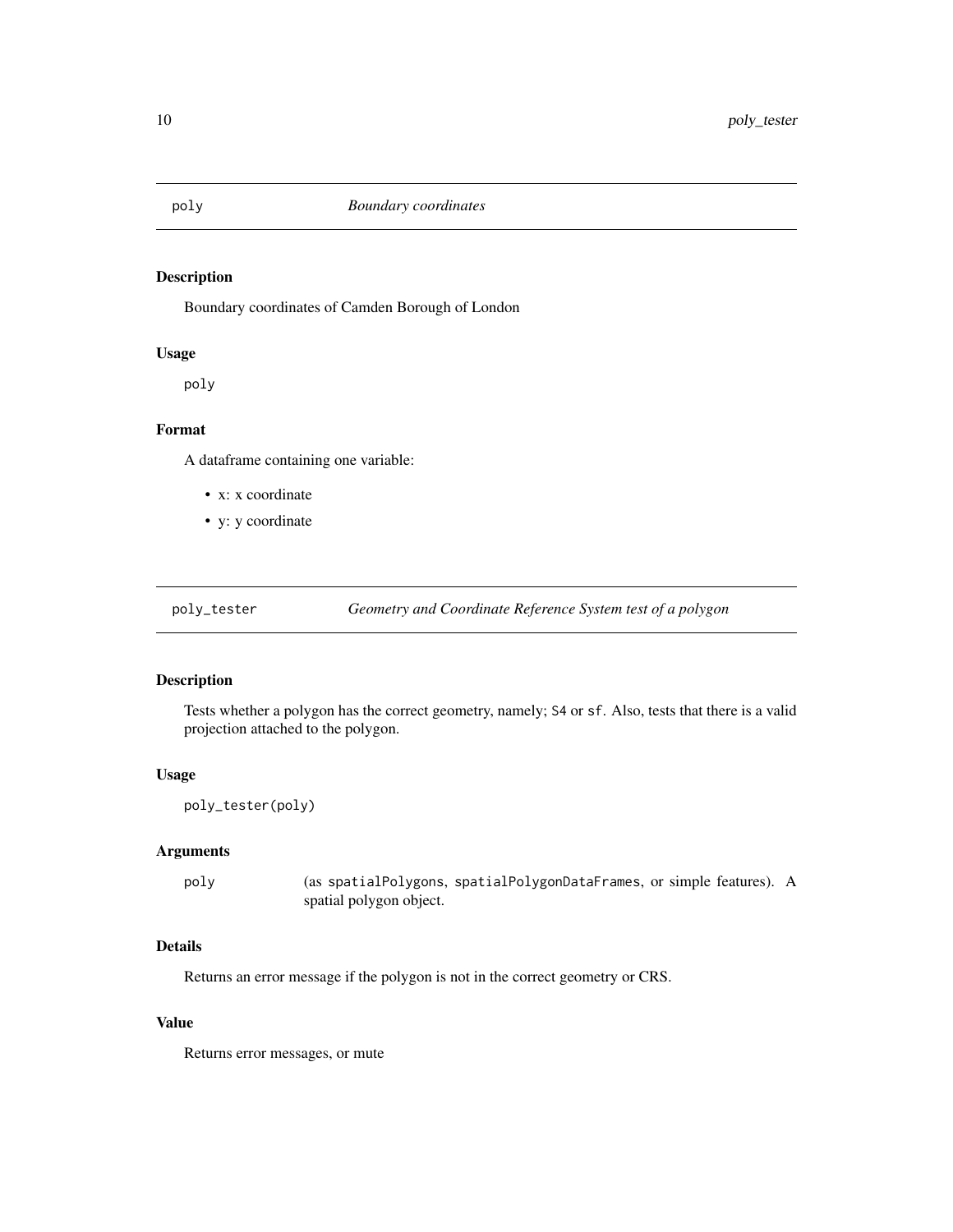## `poly` — *Boundary coordinates*

### Description

Boundary coordinates of Camden Borough of London

### Usage

```
poly
```

### Format

A dataframe containing one variable:

- x: x coordinate
- y: y coordinate

## `poly_tester` — *Geometry and Coordinate Reference System test of a polygon*

### Description

Tests whether a polygon has the correct geometry, namely; `S4` or `sf`. Also, tests that there is a valid projection attached to the polygon.

### Usage

```
poly_tester(poly)
```

### Arguments

| | |
|---|---|
| `poly` | (as `spatialPolygons`, `spatialPolygonDataFrames`, or simple features). A spatial polygon object. |

### Details

Returns an error message if the polygon is not in the correct geometry or CRS.

### Value

Returns error messages, or mute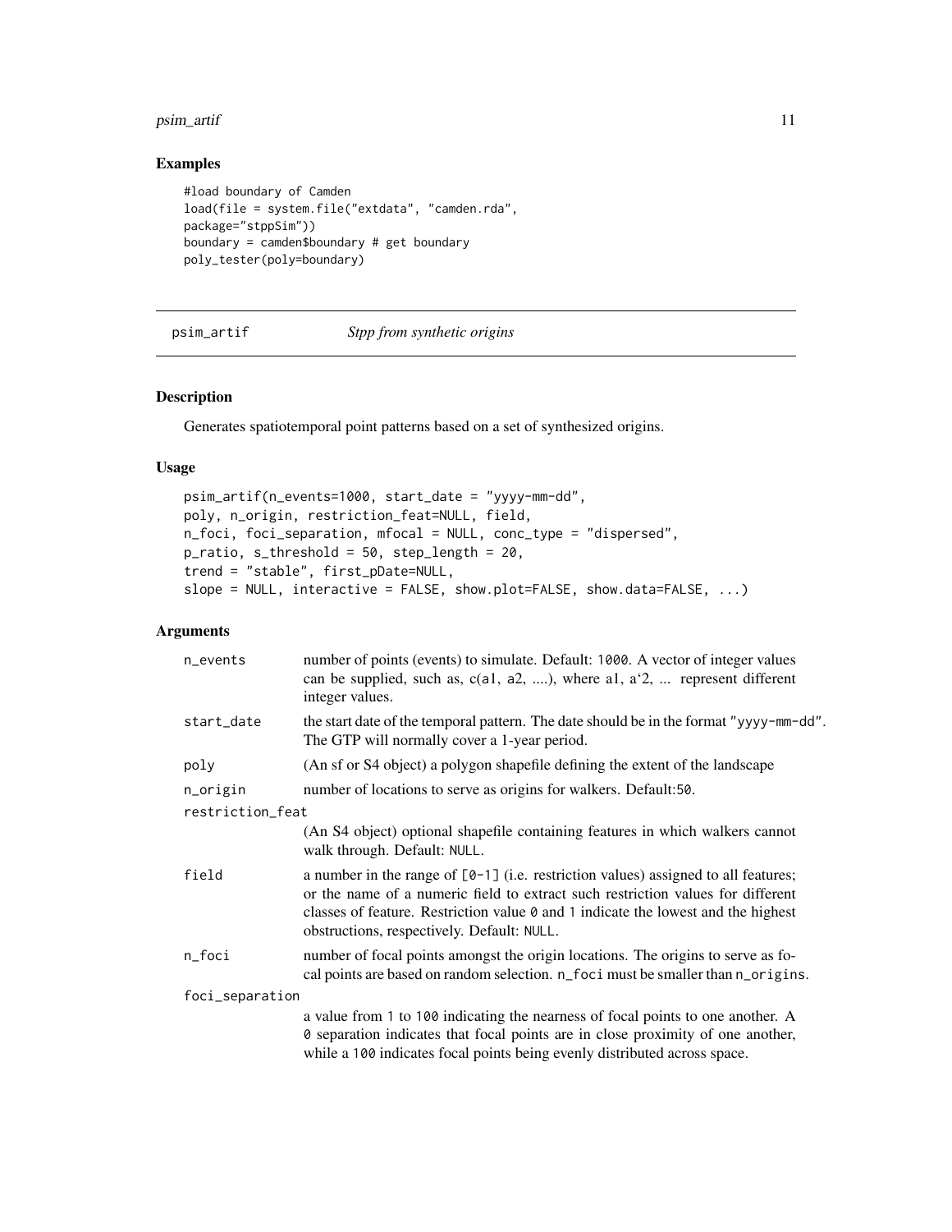## Examples

```
#load boundary of Camden
load(file = system.file("extdata", "camden.rda",
package="stppSim"))
boundary = camden$boundary # get boundary
poly_tester(poly=boundary)
```

---

## psim_artif — *Stpp from synthetic origins*

### Description

Generates spatiotemporal point patterns based on a set of synthesized origins.

### Usage

```
psim_artif(n_events=1000, start_date = "yyyy-mm-dd",
poly, n_origin, restriction_feat=NULL, field,
n_foci, foci_separation, mfocal = NULL, conc_type = "dispersed",
p_ratio, s_threshold = 50, step_length = 20,
trend = "stable", first_pDate=NULL,
slope = NULL, interactive = FALSE, show.plot=FALSE, show.data=FALSE, ...)
```

### Arguments

| Argument | Description |
|---|---|
| n_events | number of points (events) to simulate. Default: 1000. A vector of integer values can be supplied, such as, c(a1, a2, ....), where a1, a'2, ... represent different integer values. |
| start_date | the start date of the temporal pattern. The date should be in the format "yyyy-mm-dd". The GTP will normally cover a 1-year period. |
| poly | (An sf or S4 object) a polygon shapefile defining the extent of the landscape |
| n_origin | number of locations to serve as origins for walkers. Default:50. |
| restriction_feat | (An S4 object) optional shapefile containing features in which walkers cannot walk through. Default: NULL. |
| field | a number in the range of [0-1] (i.e. restriction values) assigned to all features; or the name of a numeric field to extract such restriction values for different classes of feature. Restriction value 0 and 1 indicate the lowest and the highest obstructions, respectively. Default: NULL. |
| n_foci | number of focal points amongst the origin locations. The origins to serve as focal points are based on random selection. n_foci must be smaller than n_origins. |
| foci_separation | a value from 1 to 100 indicating the nearness of focal points to one another. A 0 separation indicates that focal points are in close proximity of one another, while a 100 indicates focal points being evenly distributed across space. |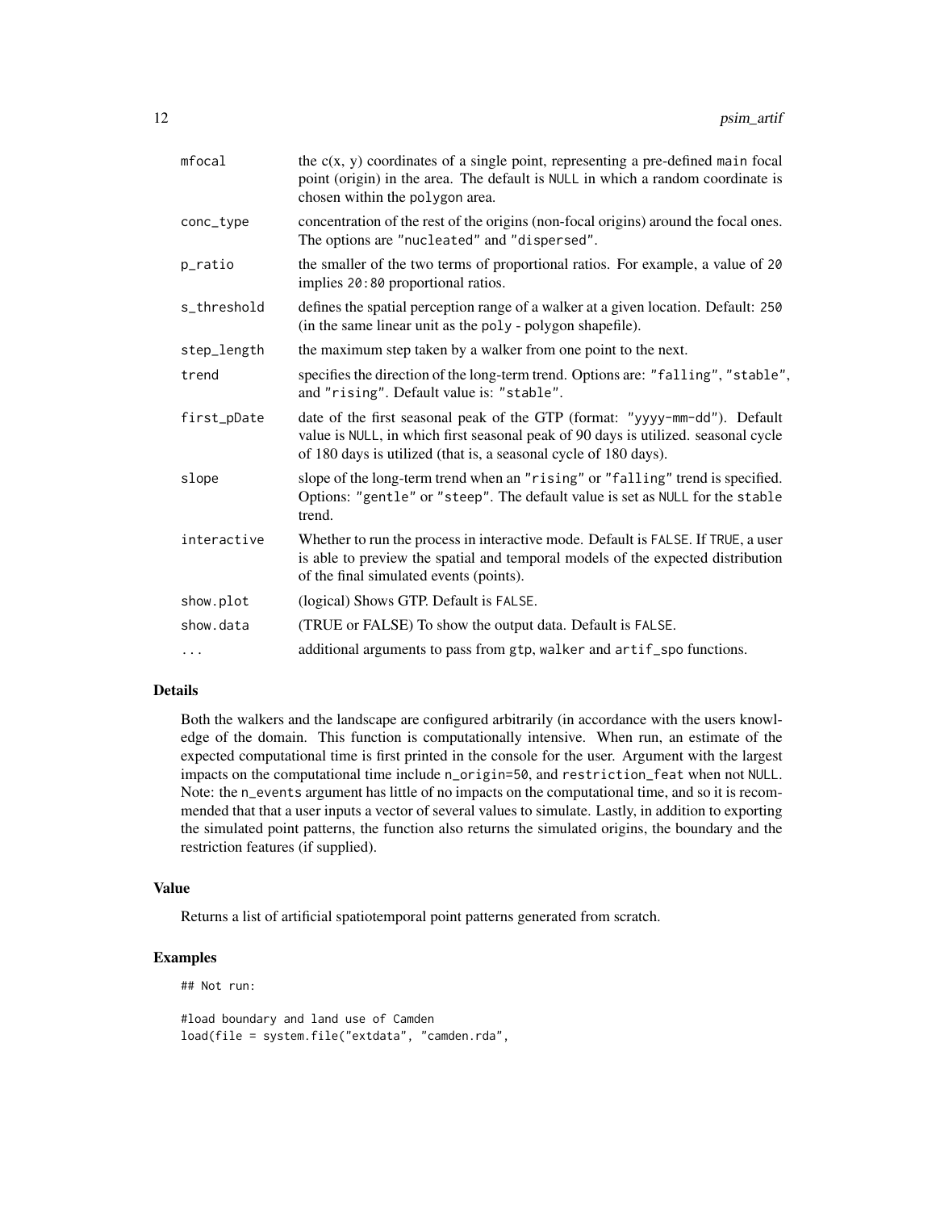| | |
|---|---|
| mfocal | the c(x, y) coordinates of a single point, representing a pre-defined main focal point (origin) in the area. The default is NULL in which a random coordinate is chosen within the polygon area. |
| conc_type | concentration of the rest of the origins (non-focal origins) around the focal ones. The options are "nucleated" and "dispersed". |
| p_ratio | the smaller of the two terms of proportional ratios. For example, a value of 20 implies 20:80 proportional ratios. |
| s_threshold | defines the spatial perception range of a walker at a given location. Default: 250 (in the same linear unit as the poly - polygon shapefile). |
| step_length | the maximum step taken by a walker from one point to the next. |
| trend | specifies the direction of the long-term trend. Options are: "falling", "stable", and "rising". Default value is: "stable". |
| first_pDate | date of the first seasonal peak of the GTP (format: "yyyy-mm-dd"). Default value is NULL, in which first seasonal peak of 90 days is utilized. seasonal cycle of 180 days is utilized (that is, a seasonal cycle of 180 days). |
| slope | slope of the long-term trend when an "rising" or "falling" trend is specified. Options: "gentle" or "steep". The default value is set as NULL for the stable trend. |
| interactive | Whether to run the process in interactive mode. Default is FALSE. If TRUE, a user is able to preview the spatial and temporal models of the expected distribution of the final simulated events (points). |
| show.plot | (logical) Shows GTP. Default is FALSE. |
| show.data | (TRUE or FALSE) To show the output data. Default is FALSE. |
| ... | additional arguments to pass from gtp, walker and artif_spo functions. |

## Details

Both the walkers and the landscape are configured arbitrarily (in accordance with the users knowledge of the domain. This function is computationally intensive. When run, an estimate of the expected computational time is first printed in the console for the user. Argument with the largest impacts on the computational time include n_origin=50, and restriction_feat when not NULL. Note: the n_events argument has little of no impacts on the computational time, and so it is recommended that that a user inputs a vector of several values to simulate. Lastly, in addition to exporting the simulated point patterns, the function also returns the simulated origins, the boundary and the restriction features (if supplied).

## Value

Returns a list of artificial spatiotemporal point patterns generated from scratch.

## Examples

```
## Not run:

#load boundary and land use of Camden
load(file = system.file("extdata", "camden.rda",
```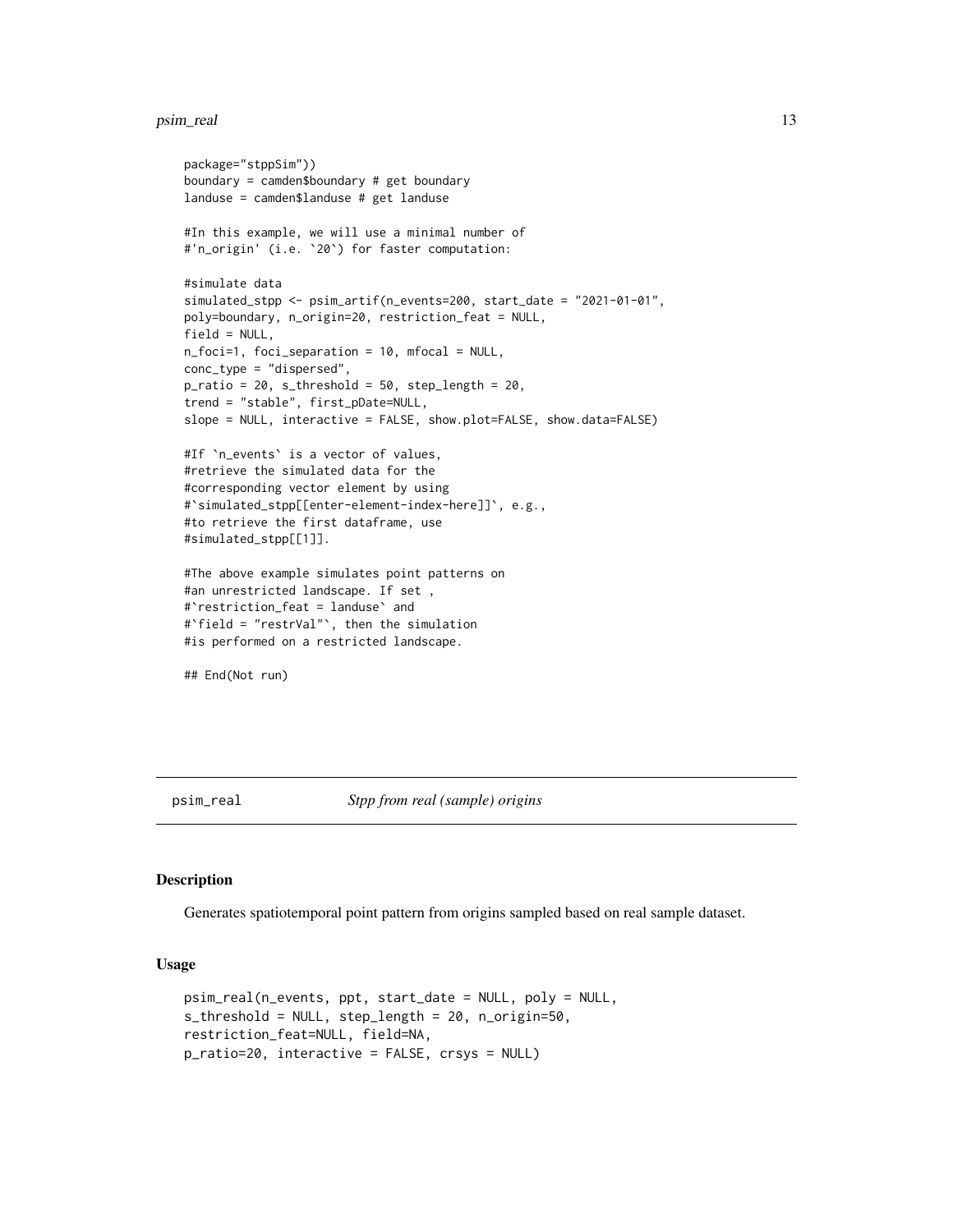```
package="stppSim"))
boundary = camden$boundary # get boundary
landuse = camden$landuse # get landuse

#In this example, we will use a minimal number of
#'n_origin' (i.e. `20`) for faster computation:

#simulate data
simulated_stpp <- psim_artif(n_events=200, start_date = "2021-01-01",
poly=boundary, n_origin=20, restriction_feat = NULL,
field = NULL,
n_foci=1, foci_separation = 10, mfocal = NULL,
conc_type = "dispersed",
p_ratio = 20, s_threshold = 50, step_length = 20,
trend = "stable", first_pDate=NULL,
slope = NULL, interactive = FALSE, show.plot=FALSE, show.data=FALSE)

#If `n_events` is a vector of values,
#retrieve the simulated data for the
#corresponding vector element by using
#`simulated_stpp[[enter-element-index-here]]`, e.g.,
#to retrieve the first dataframe, use
#simulated_stpp[[1]].

#The above example simulates point patterns on
#an unrestricted landscape. If set ,
#`restriction_feat = landuse` and
#`field = "restrVal"`, then the simulation
#is performed on a restricted landscape.

## End(Not run)
```

---

psim_real &nbsp;&nbsp;&nbsp;&nbsp; *Stpp from real (sample) origins*

---

## Description

Generates spatiotemporal point pattern from origins sampled based on real sample dataset.

## Usage

```
psim_real(n_events, ppt, start_date = NULL, poly = NULL,
s_threshold = NULL, step_length = 20, n_origin=50,
restriction_feat=NULL, field=NA,
p_ratio=20, interactive = FALSE, crsys = NULL)
```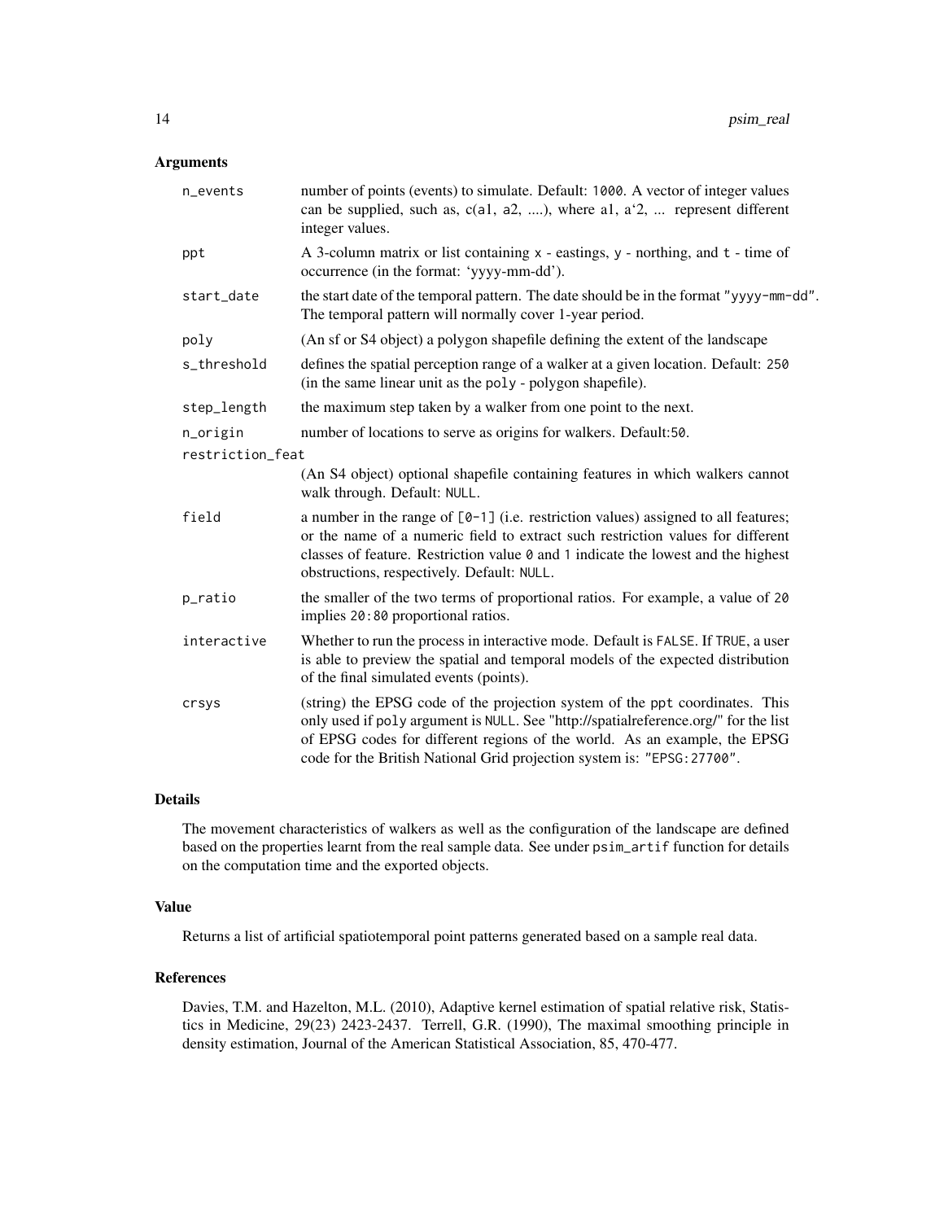## Arguments

| | |
|---|---|
| `n_events` | number of points (events) to simulate. Default: `1000`. A vector of integer values can be supplied, such as, c(`a`1, `a`2, ....), where a1, a‘2, ... represent different integer values. |
| `ppt` | A 3-column matrix or list containing `x` - eastings, `y` - northing, and `t` - time of occurrence (in the format: ‘yyyy-mm-dd’). |
| `start_date` | the start date of the temporal pattern. The date should be in the format `"yyyy-mm-dd"`. The temporal pattern will normally cover 1-year period. |
| `poly` | (An sf or S4 object) a polygon shapefile defining the extent of the landscape |
| `s_threshold` | defines the spatial perception range of a walker at a given location. Default: `250` (in the same linear unit as the `poly` - polygon shapefile). |
| `step_length` | the maximum step taken by a walker from one point to the next. |
| `n_origin` | number of locations to serve as origins for walkers. Default:`50`. |
| `restriction_feat` | (An S4 object) optional shapefile containing features in which walkers cannot walk through. Default: `NULL`. |
| `field` | a number in the range of `[0-1]` (i.e. restriction values) assigned to all features; or the name of a numeric field to extract such restriction values for different classes of feature. Restriction value `0` and `1` indicate the lowest and the highest obstructions, respectively. Default: `NULL`. |
| `p_ratio` | the smaller of the two terms of proportional ratios. For example, a value of `20` implies `20:80` proportional ratios. |
| `interactive` | Whether to run the process in interactive mode. Default is `FALSE`. If `TRUE`, a user is able to preview the spatial and temporal models of the expected distribution of the final simulated events (points). |
| `crsys` | (string) the EPSG code of the projection system of the `ppt` coordinates. This only used if `poly` argument is `NULL`. See "http://spatialreference.org/" for the list of EPSG codes for different regions of the world. As an example, the EPSG code for the British National Grid projection system is: `"EPSG:27700"`. |

## Details

The movement characteristics of walkers as well as the configuration of the landscape are defined based on the properties learnt from the real sample data. See under `psim_artif` function for details on the computation time and the exported objects.

## Value

Returns a list of artificial spatiotemporal point patterns generated based on a sample real data.

## References

Davies, T.M. and Hazelton, M.L. (2010), Adaptive kernel estimation of spatial relative risk, Statistics in Medicine, 29(23) 2423-2437. Terrell, G.R. (1990), The maximal smoothing principle in density estimation, Journal of the American Statistical Association, 85, 470-477.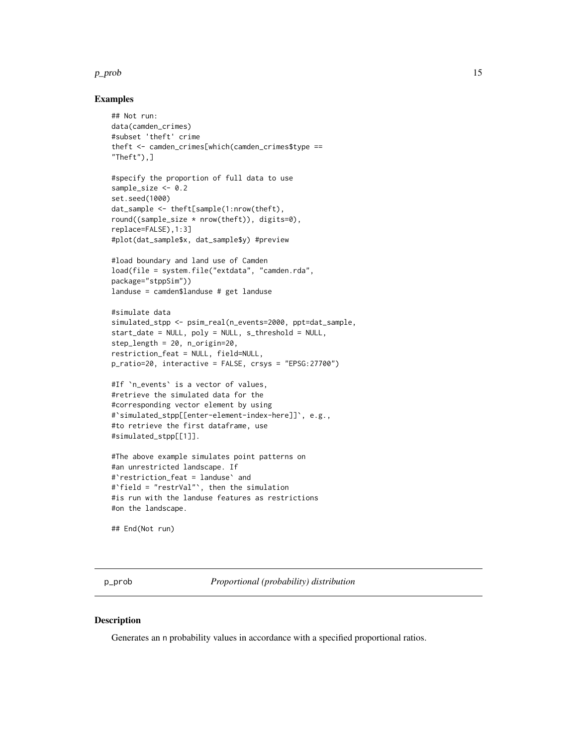### Examples

```
## Not run:
data(camden_crimes)
#subset 'theft' crime
theft <- camden_crimes[which(camden_crimes$type ==
"Theft"),]

#specify the proportion of full data to use
sample_size <- 0.2
set.seed(1000)
dat_sample <- theft[sample(1:nrow(theft),
round((sample_size * nrow(theft)), digits=0),
replace=FALSE),1:3]
#plot(dat_sample$x, dat_sample$y) #preview

#load boundary and land use of Camden
load(file = system.file("extdata", "camden.rda",
package="stppSim"))
landuse = camden$landuse # get landuse

#simulate data
simulated_stpp <- psim_real(n_events=2000, ppt=dat_sample,
start_date = NULL, poly = NULL, s_threshold = NULL,
step_length = 20, n_origin=20,
restriction_feat = NULL, field=NULL,
p_ratio=20, interactive = FALSE, crsys = "EPSG:27700")

#If `n_events` is a vector of values,
#retrieve the simulated data for the
#corresponding vector element by using
#`simulated_stpp[[enter-element-index-here]]`, e.g.,
#to retrieve the first dataframe, use
#simulated_stpp[[1]].

#The above example simulates point patterns on
#an unrestricted landscape. If
#`restriction_feat = landuse` and
#`field = "restrVal"`, then the simulation
#is run with the landuse features as restrictions
#on the landscape.

## End(Not run)
```

---

## p_prob *Proportional (probability) distribution*

### Description

Generates an n probability values in accordance with a specified proportional ratios.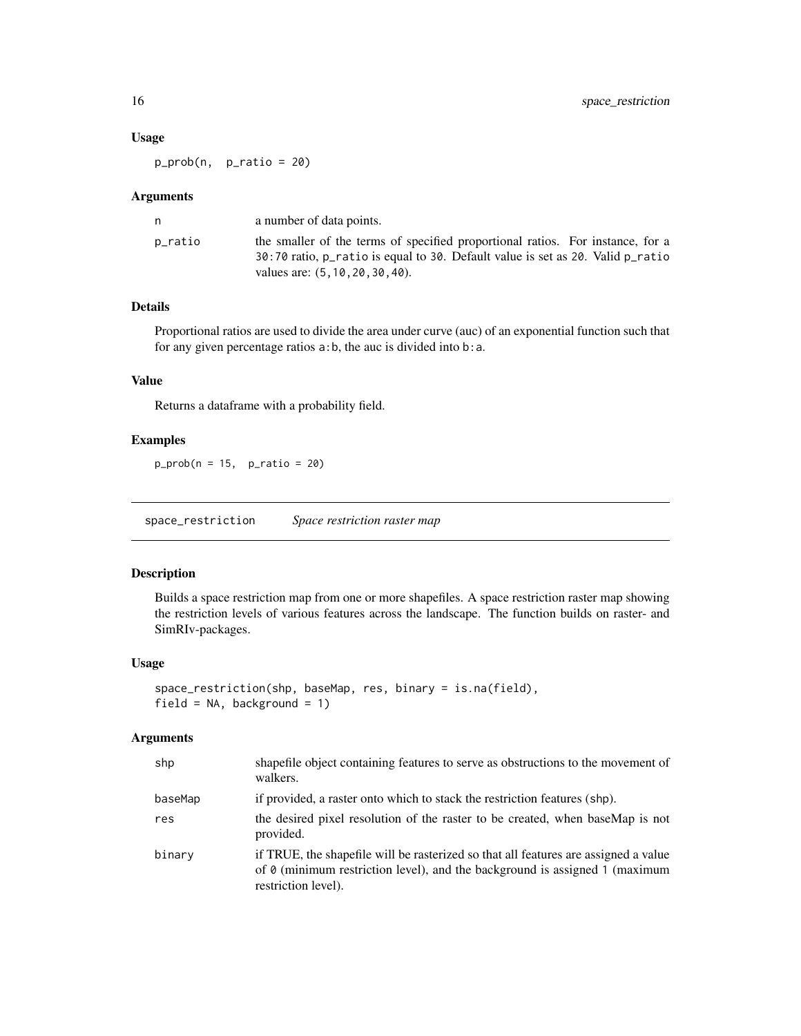### Usage

```
p_prob(n,  p_ratio = 20)
```

### Arguments

| | |
|---|---|
| n | a number of data points. |
| p_ratio | the smaller of the terms of specified proportional ratios. For instance, for a 30:70 ratio, p_ratio is equal to 30. Default value is set as 20. Valid p_ratio values are: (5,10,20,30,40). |

### Details

Proportional ratios are used to divide the area under curve (auc) of an exponential function such that for any given percentage ratios a:b, the auc is divided into b:a.

### Value

Returns a dataframe with a probability field.

### Examples

```
p_prob(n = 15,  p_ratio = 20)
```

---

## space_restriction *Space restriction raster map*

### Description

Builds a space restriction map from one or more shapefiles. A space restriction raster map showing the restriction levels of various features across the landscape. The function builds on raster- and SimRIv-packages.

### Usage

```
space_restriction(shp, baseMap, res, binary = is.na(field),
field = NA, background = 1)
```

### Arguments

| | |
|---|---|
| shp | shapefile object containing features to serve as obstructions to the movement of walkers. |
| baseMap | if provided, a raster onto which to stack the restriction features (shp). |
| res | the desired pixel resolution of the raster to be created, when baseMap is not provided. |
| binary | if TRUE, the shapefile will be rasterized so that all features are assigned a value of 0 (minimum restriction level), and the background is assigned 1 (maximum restriction level). |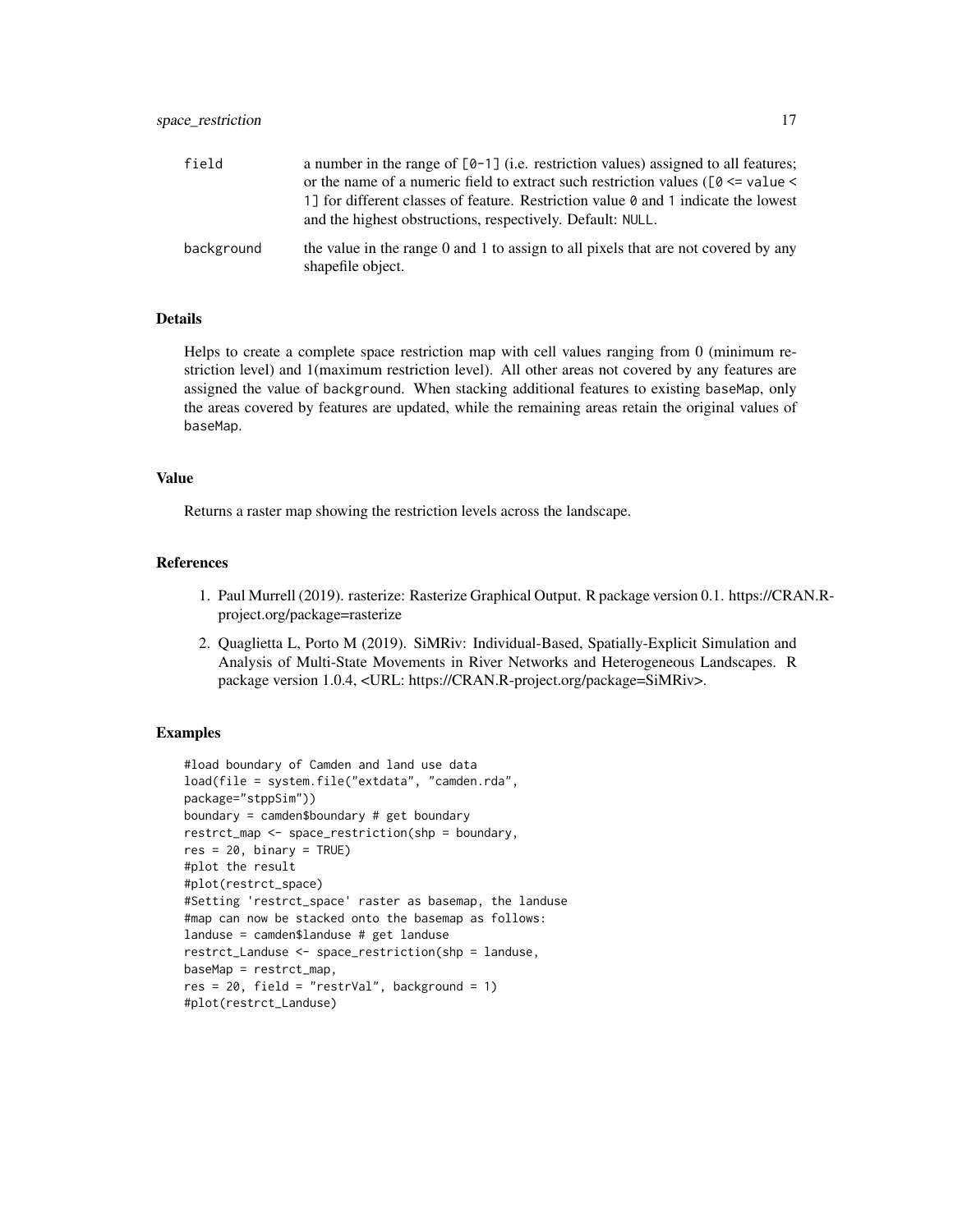| | |
|---|---|
| field | a number in the range of [0-1] (i.e. restriction values) assigned to all features; or the name of a numeric field to extract such restriction values ([0 <= value < 1] for different classes of feature. Restriction value 0 and 1 indicate the lowest and the highest obstructions, respectively. Default: NULL. |
| background | the value in the range 0 and 1 to assign to all pixels that are not covered by any shapefile object. |

## Details

Helps to create a complete space restriction map with cell values ranging from 0 (minimum restriction level) and 1(maximum restriction level). All other areas not covered by any features are assigned the value of background. When stacking additional features to existing baseMap, only the areas covered by features are updated, while the remaining areas retain the original values of baseMap.

## Value

Returns a raster map showing the restriction levels across the landscape.

## References

1. Paul Murrell (2019). rasterize: Rasterize Graphical Output. R package version 0.1. https://CRAN.R-project.org/package=rasterize
2. Quaglietta L, Porto M (2019). SiMRiv: Individual-Based, Spatially-Explicit Simulation and Analysis of Multi-State Movements in River Networks and Heterogeneous Landscapes. R package version 1.0.4, <URL: https://CRAN.R-project.org/package=SiMRiv>.

## Examples

```
#load boundary of Camden and land use data
load(file = system.file("extdata", "camden.rda",
package="stppSim"))
boundary = camden$boundary # get boundary
restrct_map <- space_restriction(shp = boundary,
res = 20, binary = TRUE)
#plot the result
#plot(restrct_space)
#Setting 'restrct_space' raster as basemap, the landuse
#map can now be stacked onto the basemap as follows:
landuse = camden$landuse # get landuse
restrct_Landuse <- space_restriction(shp = landuse,
baseMap = restrct_map,
res = 20, field = "restrVal", background = 1)
#plot(restrct_Landuse)
```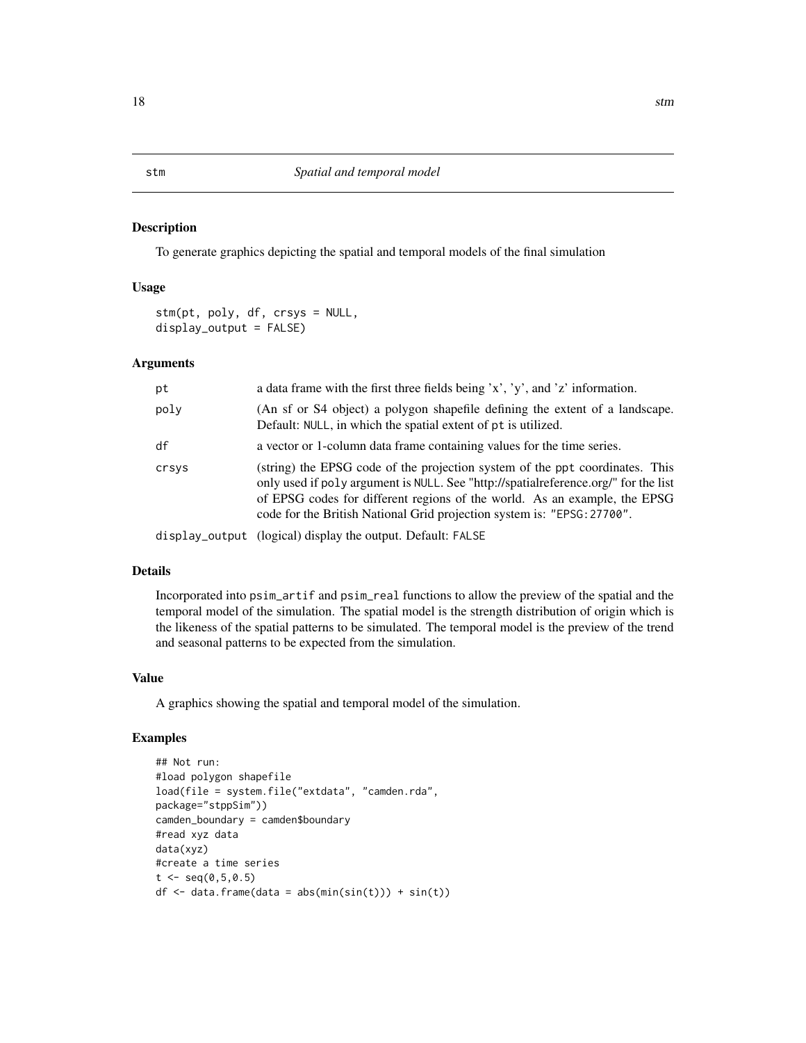# stm — *Spatial and temporal model*

## Description

To generate graphics depicting the spatial and temporal models of the final simulation

## Usage

```
stm(pt, poly, df, crsys = NULL,
display_output = FALSE)
```

## Arguments

| | |
|---|---|
| `pt` | a data frame with the first three fields being 'x', 'y', and 'z' information. |
| `poly` | (An sf or S4 object) a polygon shapefile defining the extent of a landscape. Default: `NULL`, in which the spatial extent of `pt` is utilized. |
| `df` | a vector or 1-column data frame containing values for the time series. |
| `crsys` | (string) the EPSG code of the projection system of the `ppt` coordinates. This only used if `poly` argument is `NULL`. See "http://spatialreference.org/" for the list of EPSG codes for different regions of the world. As an example, the EPSG code for the British National Grid projection system is: `"EPSG:27700"`. |
| `display_output` | (logical) display the output. Default: `FALSE` |

## Details

Incorporated into `psim_artif` and `psim_real` functions to allow the preview of the spatial and the temporal model of the simulation. The spatial model is the strength distribution of origin which is the likeness of the spatial patterns to be simulated. The temporal model is the preview of the trend and seasonal patterns to be expected from the simulation.

## Value

A graphics showing the spatial and temporal model of the simulation.

## Examples

```
## Not run:
#load polygon shapefile
load(file = system.file("extdata", "camden.rda",
package="stppSim"))
camden_boundary = camden$boundary
#read xyz data
data(xyz)
#create a time series
t <- seq(0,5,0.5)
df <- data.frame(data = abs(min(sin(t))) + sin(t))
```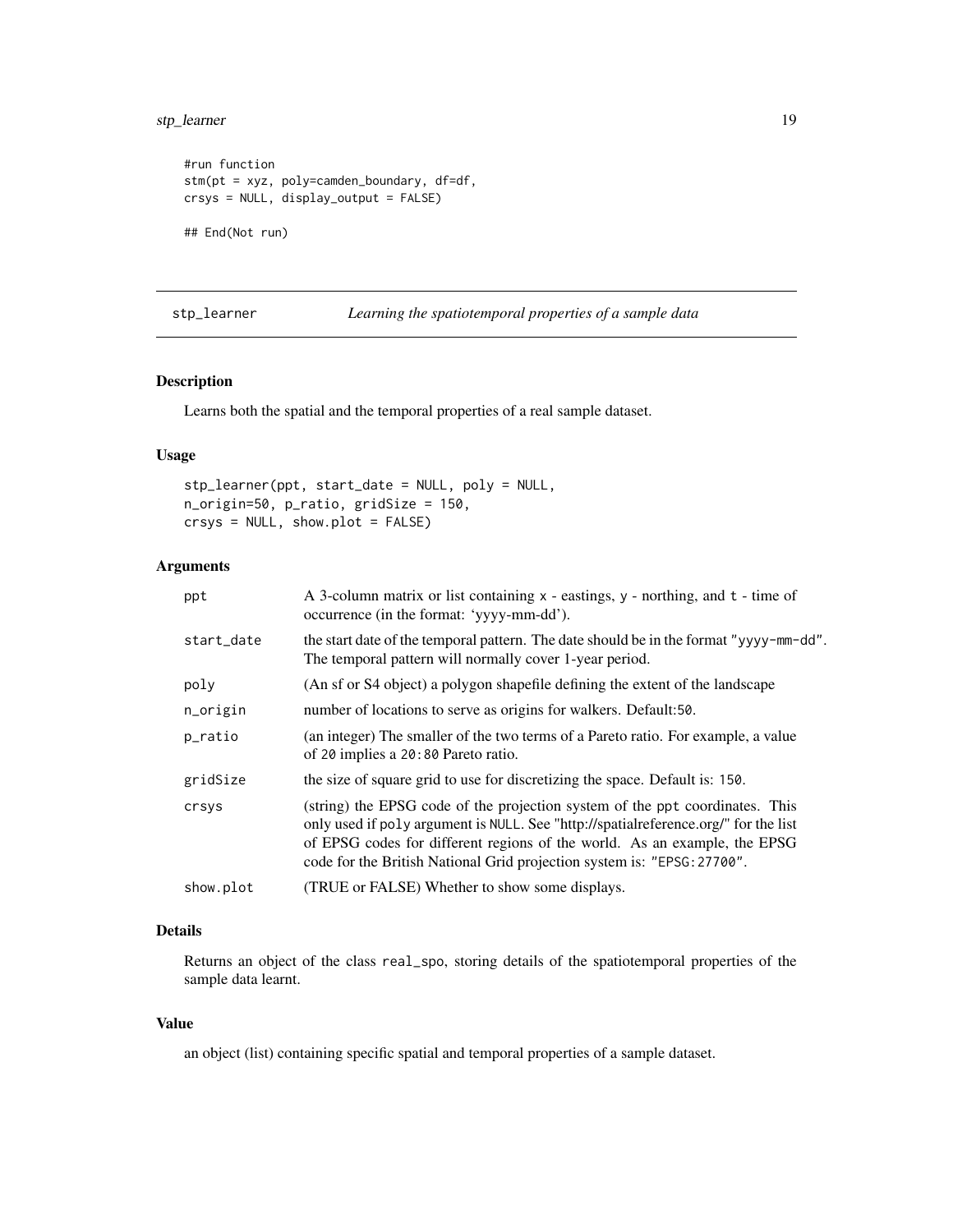```
#run function
stm(pt = xyz, poly=camden_boundary, df=df,
crsys = NULL, display_output = FALSE)

## End(Not run)
```

## stp_learner *Learning the spatiotemporal properties of a sample data*

### Description

Learns both the spatial and the temporal properties of a real sample dataset.

### Usage

```
stp_learner(ppt, start_date = NULL, poly = NULL,
n_origin=50, p_ratio, gridSize = 150,
crsys = NULL, show.plot = FALSE)
```

### Arguments

| | |
|---|---|
| ppt | A 3-column matrix or list containing x - eastings, y - northing, and t - time of occurrence (in the format: 'yyyy-mm-dd'). |
| start_date | the start date of the temporal pattern. The date should be in the format "yyyy-mm-dd". The temporal pattern will normally cover 1-year period. |
| poly | (An sf or S4 object) a polygon shapefile defining the extent of the landscape |
| n_origin | number of locations to serve as origins for walkers. Default:50. |
| p_ratio | (an integer) The smaller of the two terms of a Pareto ratio. For example, a value of 20 implies a 20:80 Pareto ratio. |
| gridSize | the size of square grid to use for discretizing the space. Default is: 150. |
| crsys | (string) the EPSG code of the projection system of the ppt coordinates. This only used if poly argument is NULL. See "http://spatialreference.org/" for the list of EPSG codes for different regions of the world. As an example, the EPSG code for the British National Grid projection system is: "EPSG:27700". |
| show.plot | (TRUE or FALSE) Whether to show some displays. |

### Details

Returns an object of the class real_spo, storing details of the spatiotemporal properties of the sample data learnt.

### Value

an object (list) containing specific spatial and temporal properties of a sample dataset.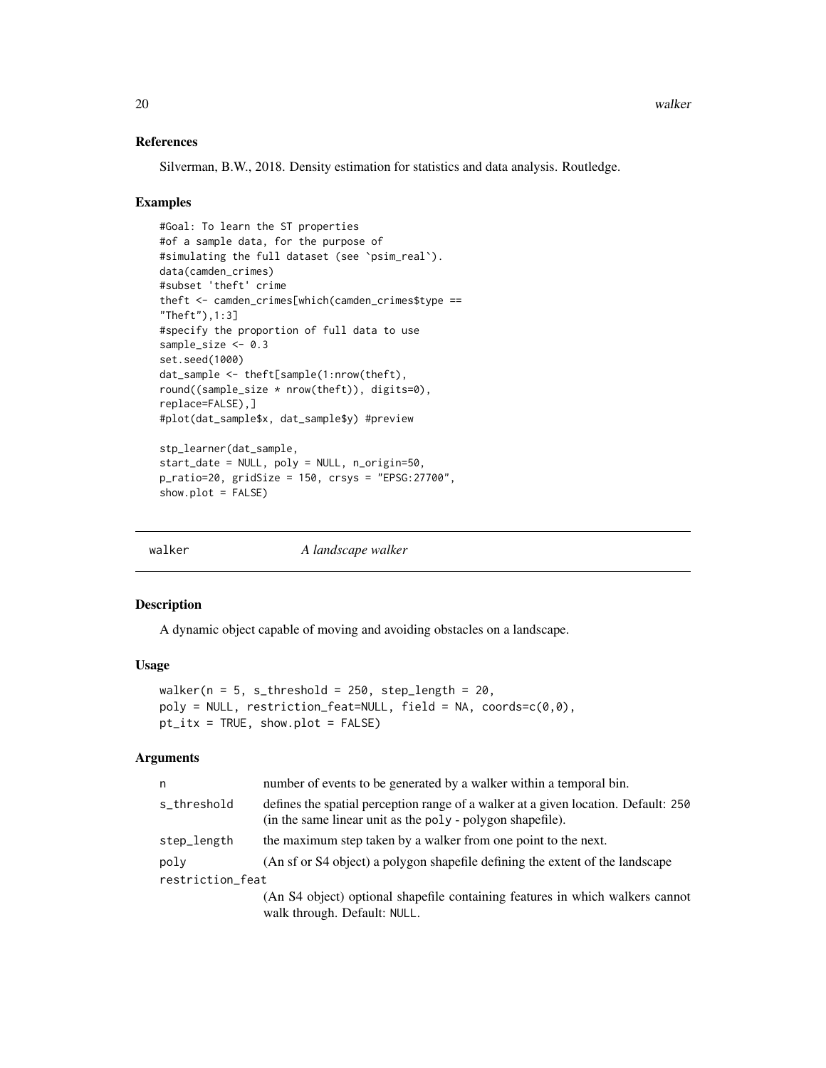### References

Silverman, B.W., 2018. Density estimation for statistics and data analysis. Routledge.

### Examples

```
#Goal: To learn the ST properties
#of a sample data, for the purpose of
#simulating the full dataset (see `psim_real`).
data(camden_crimes)
#subset 'theft' crime
theft <- camden_crimes[which(camden_crimes$type ==
"Theft"),1:3]
#specify the proportion of full data to use
sample_size <- 0.3
set.seed(1000)
dat_sample <- theft[sample(1:nrow(theft),
round((sample_size * nrow(theft)), digits=0),
replace=FALSE),]
#plot(dat_sample$x, dat_sample$y) #preview

stp_learner(dat_sample,
start_date = NULL, poly = NULL, n_origin=50,
p_ratio=20, gridSize = 150, crsys = "EPSG:27700",
show.plot = FALSE)
```

---

## walker — *A landscape walker*

### Description

A dynamic object capable of moving and avoiding obstacles on a landscape.

### Usage

```
walker(n = 5, s_threshold = 250, step_length = 20,
poly = NULL, restriction_feat=NULL, field = NA, coords=c(0,0),
pt_itx = TRUE, show.plot = FALSE)
```

### Arguments

| | |
|---|---|
| n | number of events to be generated by a walker within a temporal bin. |
| s_threshold | defines the spatial perception range of a walker at a given location. Default: 250 (in the same linear unit as the poly - polygon shapefile). |
| step_length | the maximum step taken by a walker from one point to the next. |
| poly | (An sf or S4 object) a polygon shapefile defining the extent of the landscape |
| restriction_feat | (An S4 object) optional shapefile containing features in which walkers cannot walk through. Default: NULL. |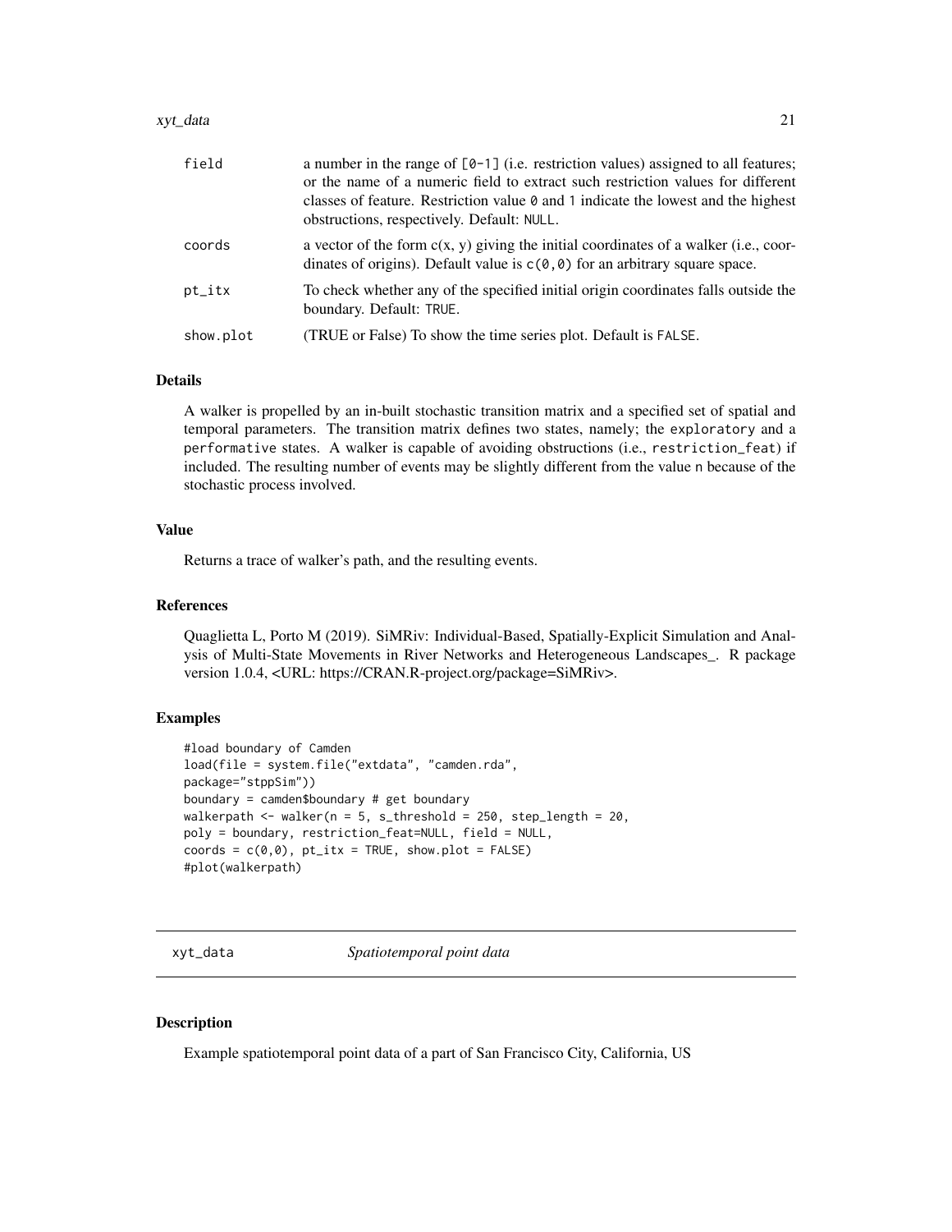| | |
|---|---|
| field | a number in the range of [0-1] (i.e. restriction values) assigned to all features; or the name of a numeric field to extract such restriction values for different classes of feature. Restriction value 0 and 1 indicate the lowest and the highest obstructions, respectively. Default: NULL. |
| coords | a vector of the form c(x, y) giving the initial coordinates of a walker (i.e., coordinates of origins). Default value is c(0,0) for an arbitrary square space. |
| pt_itx | To check whether any of the specified initial origin coordinates falls outside the boundary. Default: TRUE. |
| show.plot | (TRUE or False) To show the time series plot. Default is FALSE. |

### Details

A walker is propelled by an in-built stochastic transition matrix and a specified set of spatial and temporal parameters. The transition matrix defines two states, namely; the exploratory and a performative states. A walker is capable of avoiding obstructions (i.e., restriction_feat) if included. The resulting number of events may be slightly different from the value n because of the stochastic process involved.

### Value

Returns a trace of walker's path, and the resulting events.

### References

Quaglietta L, Porto M (2019). SiMRiv: Individual-Based, Spatially-Explicit Simulation and Analysis of Multi-State Movements in River Networks and Heterogeneous Landscapes_. R package version 1.0.4, <URL: https://CRAN.R-project.org/package=SiMRiv>.

### Examples

```
#load boundary of Camden
load(file = system.file("extdata", "camden.rda",
package="stppSim"))
boundary = camden$boundary # get boundary
walkerpath <- walker(n = 5, s_threshold = 250, step_length = 20,
poly = boundary, restriction_feat=NULL, field = NULL,
coords = c(0,0), pt_itx = TRUE, show.plot = FALSE)
#plot(walkerpath)
```

---

## xyt_data *Spatiotemporal point data*

### Description

Example spatiotemporal point data of a part of San Francisco City, California, US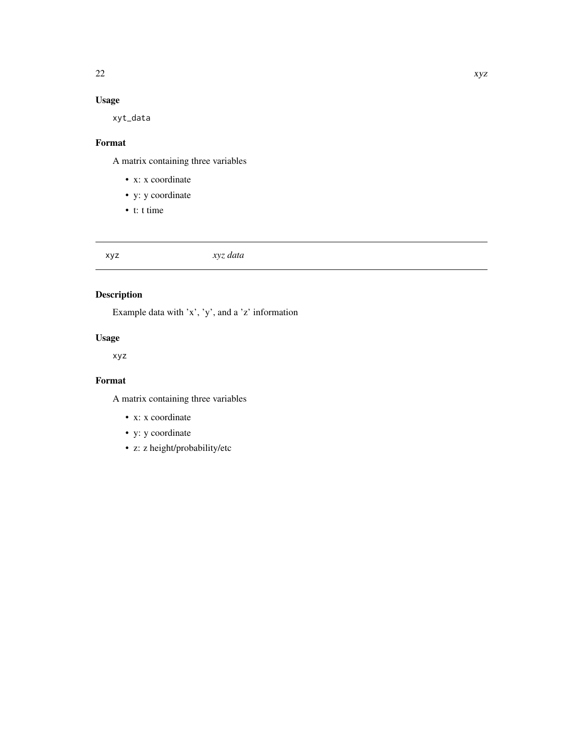### Usage

```
xyt_data
```

### Format

A matrix containing three variables

- x: x coordinate
- y: y coordinate
- t: t time

---

## xyz *xyz data*

---

### Description

Example data with 'x', 'y', and a 'z' information

### Usage

```
xyz
```

### Format

A matrix containing three variables

- x: x coordinate
- y: y coordinate
- z: z height/probability/etc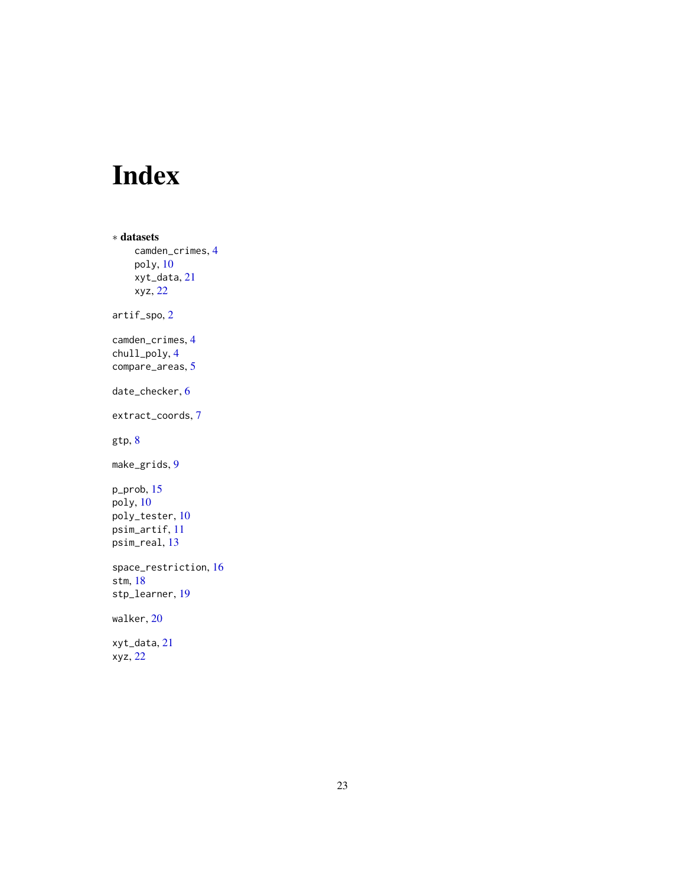# Index

∗ **datasets**

    camden_crimes, 4
    poly, 10
    xyt_data, 21
    xyz, 22

artif_spo, 2

camden_crimes, 4
chull_poly, 4
compare_areas, 5

date_checker, 6

extract_coords, 7

gtp, 8

make_grids, 9

p_prob, 15
poly, 10
poly_tester, 10
psim_artif, 11
psim_real, 13

space_restriction, 16
stm, 18
stp_learner, 19

walker, 20

xyt_data, 21
xyz, 22